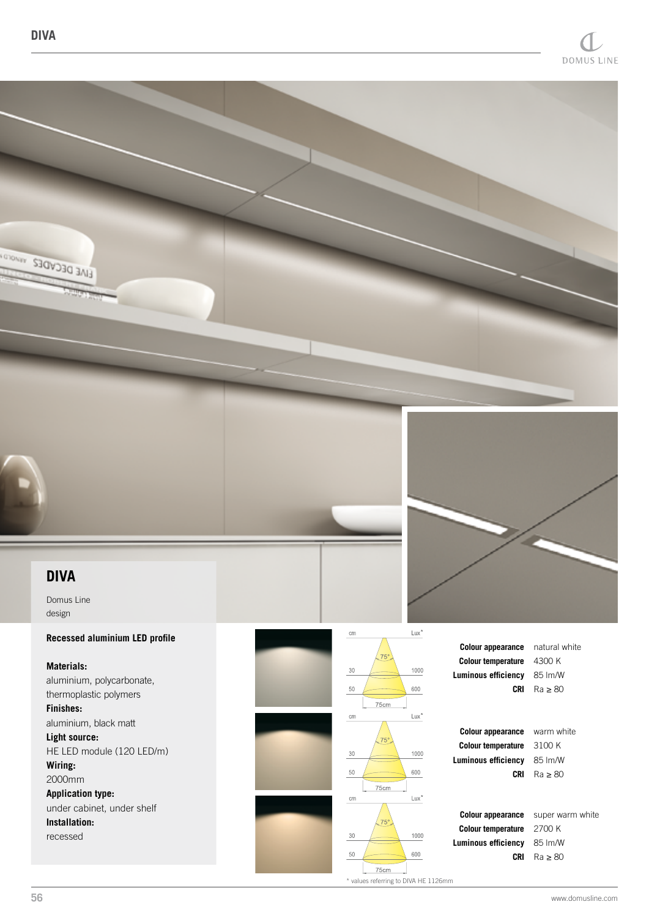# DIVA

Domus Line
design

**Recessed aluminium LED profile**

**Materials:**
aluminium, polycarbonate, thermoplastic polymers

**Finishes:**
aluminium, black matt

**Light source:**
HE LED module (120 LED/m)

**Wiring:**
2000mm

**Application type:**
under cabinet, under shelf

**Installation:**
recessed

| cm | | Lux* |
|---|---|---|
| | 75° | |
| 30 | | 1000 |
| 50 | | 600 |
| | 75cm | |

| | |
|---|---|
| **Colour appearance** | natural white |
| **Colour temperature** | 4300 K |
| **Luminous efficiency** | 85 lm/W |
| **CRI** | Ra ≥ 80 |

| cm | | Lux* |
|---|---|---|
| | 75° | |
| 30 | | 1000 |
| 50 | | 600 |
| | 75cm | |

| | |
|---|---|
| **Colour appearance** | warm white |
| **Colour temperature** | 3100 K |
| **Luminous efficiency** | 85 lm/W |
| **CRI** | Ra ≥ 80 |

| cm | | Lux* |
|---|---|---|
| | 75° | |
| 30 | | 1000 |
| 50 | | 600 |
| | 75cm | |

| | |
|---|---|
| **Colour appearance** | super warm white |
| **Colour temperature** | 2700 K |
| **Luminous efficiency** | 85 lm/W |
| **CRI** | Ra ≥ 80 |

\* values referring to DIVA HE 1126mm

www.domusline.com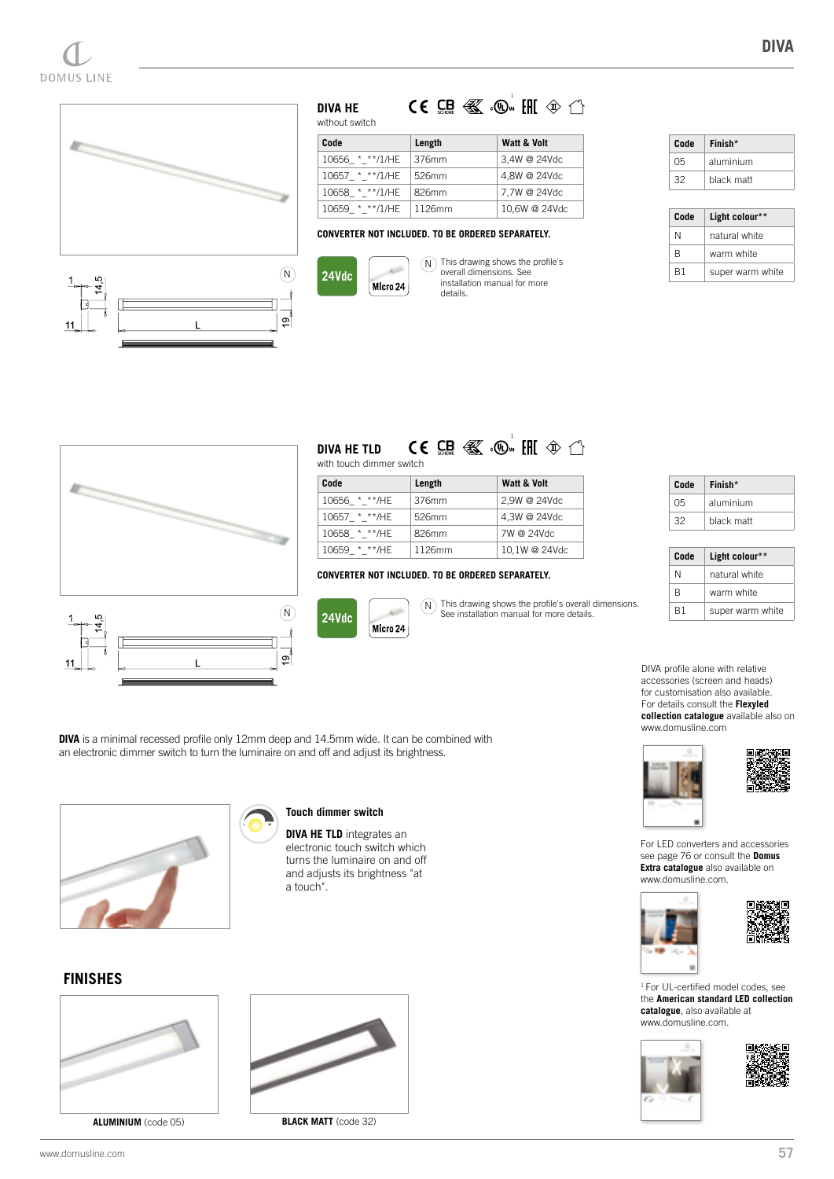# DIVA

## DIVA HE

without switch

| Code | Length | Watt & Volt |
|---|---|---|
| 10656_ *_**/1/HE | 376mm | 3,4W @ 24Vdc |
| 10657_ *_**/1/HE | 526mm | 4,8W @ 24Vdc |
| 10658_ *_**/1/HE | 826mm | 7,7W @ 24Vdc |
| 10659_ *_**/1/HE | 1126mm | 10,6W @ 24Vdc |

**CONVERTER NOT INCLUDED. TO BE ORDERED SEPARATELY.**

24Vdc

Micro 24

This drawing shows the profile's overall dimensions. See installation manual for more details.

| Code | Finish* |
|---|---|
| 05 | aluminium |
| 32 | black matt |

| Code | Light colour** |
|---|---|
| N | natural white |
| B | warm white |
| B1 | super warm white |

## DIVA HE TLD

with touch dimmer switch

| Code | Length | Watt & Volt |
|---|---|---|
| 10656_ *_**/HE | 376mm | 2,9W @ 24Vdc |
| 10657_ *_**/HE | 526mm | 4,3W @ 24Vdc |
| 10658_ *_**/HE | 826mm | 7W @ 24Vdc |
| 10659_ *_**/HE | 1126mm | 10,1W @ 24Vdc |

**CONVERTER NOT INCLUDED. TO BE ORDERED SEPARATELY.**

24Vdc

Micro 24

This drawing shows the profile's overall dimensions. See installation manual for more details.

| Code | Finish* |
|---|---|
| 05 | aluminium |
| 32 | black matt |

| Code | Light colour** |
|---|---|
| N | natural white |
| B | warm white |
| B1 | super warm white |

DIVA profile alone with relative accessories (screen and heads) for customisation also available. For details consult the **Flexyled collection catalogue** available also on www.domusline.com

**DIVA** is a minimal recessed profile only 12mm deep and 14.5mm wide. It can be combined with an electronic dimmer switch to turn the luminaire on and off and adjust its brightness.

For LED converters and accessories see page 76 or consult the **Domus Extra catalogue** also available on www.domusline.com.

### Touch dimmer switch

**DIVA HE TLD** integrates an electronic touch switch which turns the luminaire on and off and adjusts its brightness "at a touch".

[1] For UL-certified model codes, see the **American standard LED collection catalogue**, also available at www.domusline.com.

## FINISHES

**ALUMINIUM** (code 05)

**BLACK MATT** (code 32)